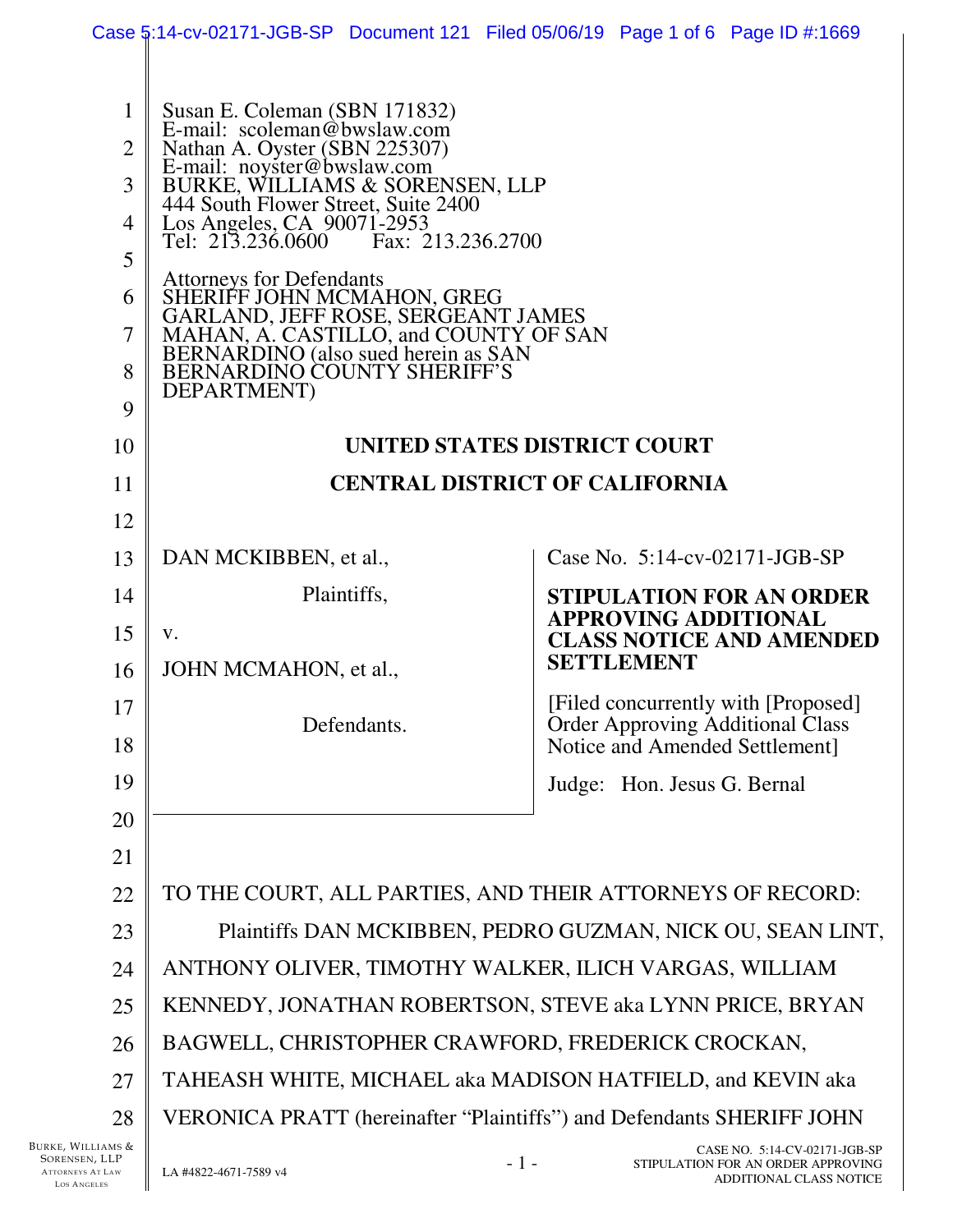Susan E. Coleman (SBN 171832)
E-mail: scoleman@bwslaw.com
Nathan A. Oyster (SBN 225307)
E-mail: noyster@bwslaw.com
BURKE, WILLIAMS & SORENSEN, LLP
444 South Flower Street, Suite 2400
Los Angeles, CA 90071-2953
Tel: 213.236.0600 Fax: 213.236.2700

Attorneys for Defendants
SHERIFF JOHN MCMAHON, GREG GARLAND, JEFF ROSE, SERGEANT JAMES MAHAN, A. CASTILLO, and COUNTY OF SAN BERNARDINO (also sued herein as SAN BERNARDINO COUNTY SHERIFF'S DEPARTMENT)

**UNITED STATES DISTRICT COURT**

**CENTRAL DISTRICT OF CALIFORNIA**

DAN MCKIBBEN, et al.,

Plaintiffs,

v.

JOHN MCMAHON, et al.,

Defendants.

Case No. 5:14-cv-02171-JGB-SP

**STIPULATION FOR AN ORDER APPROVING ADDITIONAL CLASS NOTICE AND AMENDED SETTLEMENT**

[Filed concurrently with [Proposed] Order Approving Additional Class Notice and Amended Settlement]

Judge: Hon. Jesus G. Bernal

TO THE COURT, ALL PARTIES, AND THEIR ATTORNEYS OF RECORD:

Plaintiffs DAN MCKIBBEN, PEDRO GUZMAN, NICK OU, SEAN LINT, ANTHONY OLIVER, TIMOTHY WALKER, ILICH VARGAS, WILLIAM KENNEDY, JONATHAN ROBERTSON, STEVE aka LYNN PRICE, BRYAN BAGWELL, CHRISTOPHER CRAWFORD, FREDERICK CROCKAN, TAHEASH WHITE, MICHAEL aka MADISON HATFIELD, and KEVIN aka VERONICA PRATT (hereinafter "Plaintiffs") and Defendants SHERIFF JOHN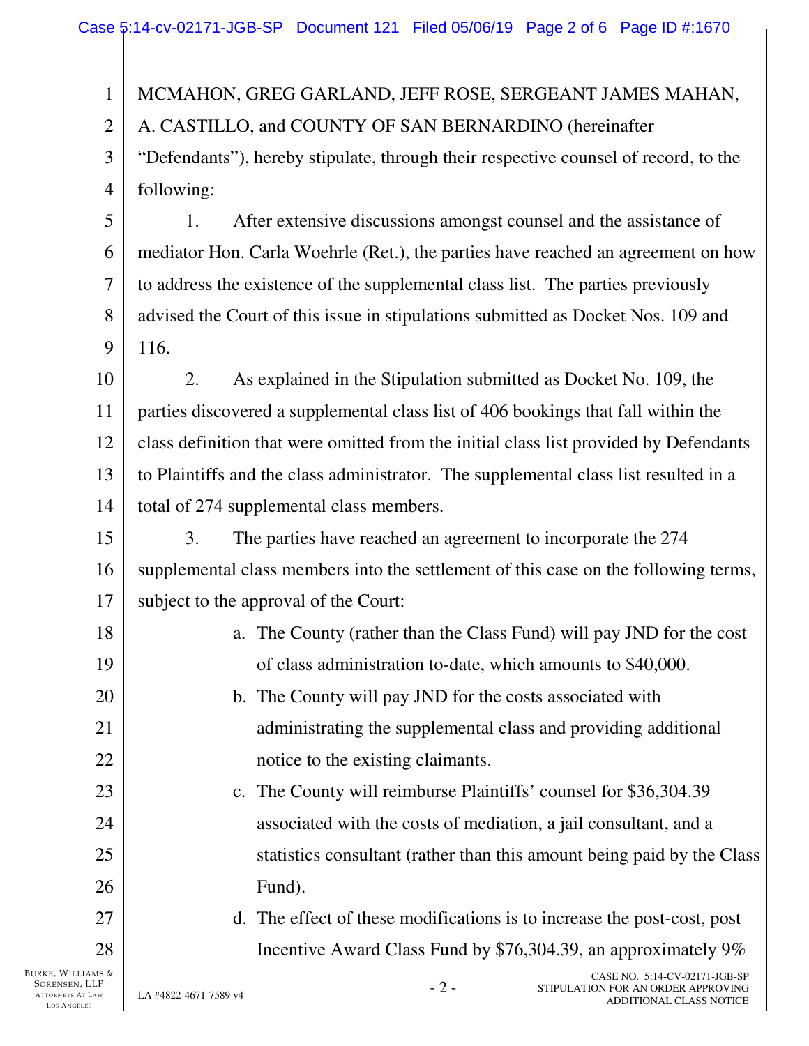MCMAHON, GREG GARLAND, JEFF ROSE, SERGEANT JAMES MAHAN, A. CASTILLO, and COUNTY OF SAN BERNARDINO (hereinafter "Defendants"), hereby stipulate, through their respective counsel of record, to the following:

1. After extensive discussions amongst counsel and the assistance of mediator Hon. Carla Woehrle (Ret.), the parties have reached an agreement on how to address the existence of the supplemental class list. The parties previously advised the Court of this issue in stipulations submitted as Docket Nos. 109 and 116.

2. As explained in the Stipulation submitted as Docket No. 109, the parties discovered a supplemental class list of 406 bookings that fall within the class definition that were omitted from the initial class list provided by Defendants to Plaintiffs and the class administrator. The supplemental class list resulted in a total of 274 supplemental class members.

3. The parties have reached an agreement to incorporate the 274 supplemental class members into the settlement of this case on the following terms, subject to the approval of the Court:

   a. The County (rather than the Class Fund) will pay JND for the cost of class administration to-date, which amounts to $40,000.

   b. The County will pay JND for the costs associated with administrating the supplemental class and providing additional notice to the existing claimants.

   c. The County will reimburse Plaintiffs' counsel for $36,304.39 associated with the costs of mediation, a jail consultant, and a statistics consultant (rather than this amount being paid by the Class Fund).

   d. The effect of these modifications is to increase the post-cost, post Incentive Award Class Fund by $76,304.39, an approximately 9%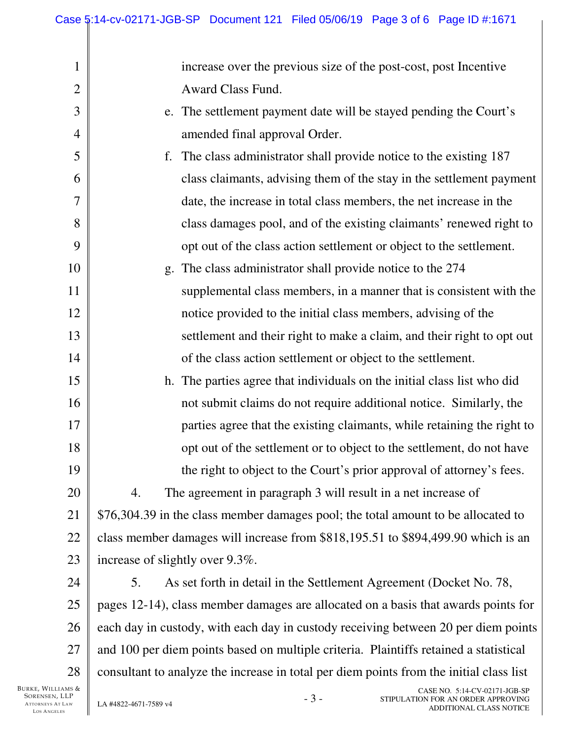increase over the previous size of the post-cost, post Incentive Award Class Fund.

e. The settlement payment date will be stayed pending the Court's amended final approval Order.

f. The class administrator shall provide notice to the existing 187 class claimants, advising them of the stay in the settlement payment date, the increase in total class members, the net increase in the class damages pool, and of the existing claimants' renewed right to opt out of the class action settlement or object to the settlement.

g. The class administrator shall provide notice to the 274 supplemental class members, in a manner that is consistent with the notice provided to the initial class members, advising of the settlement and their right to make a claim, and their right to opt out of the class action settlement or object to the settlement.

h. The parties agree that individuals on the initial class list who did not submit claims do not require additional notice. Similarly, the parties agree that the existing claimants, while retaining the right to opt out of the settlement or to object to the settlement, do not have the right to object to the Court's prior approval of attorney's fees.

4. The agreement in paragraph 3 will result in a net increase of $76,304.39 in the class member damages pool; the total amount to be allocated to class member damages will increase from $818,195.51 to $894,499.90 which is an increase of slightly over 9.3%.

5. As set forth in detail in the Settlement Agreement (Docket No. 78, pages 12-14), class member damages are allocated on a basis that awards points for each day in custody, with each day in custody receiving between 20 per diem points and 100 per diem points based on multiple criteria. Plaintiffs retained a statistical consultant to analyze the increase in total per diem points from the initial class list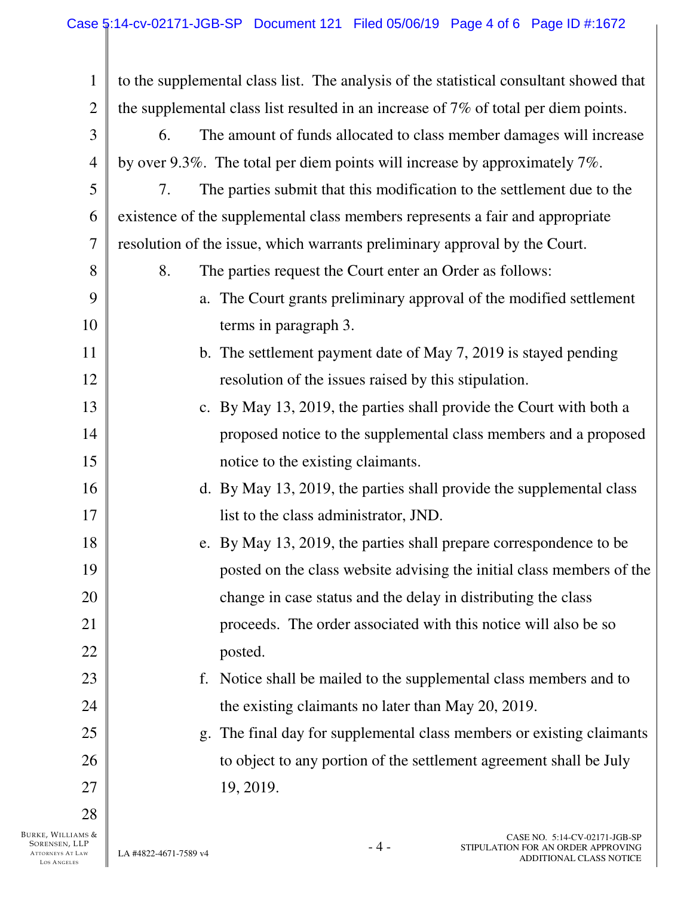to the supplemental class list. The analysis of the statistical consultant showed that the supplemental class list resulted in an increase of 7% of total per diem points.

6. The amount of funds allocated to class member damages will increase by over 9.3%. The total per diem points will increase by approximately 7%.

7. The parties submit that this modification to the settlement due to the existence of the supplemental class members represents a fair and appropriate resolution of the issue, which warrants preliminary approval by the Court.

8. The parties request the Court enter an Order as follows:

a. The Court grants preliminary approval of the modified settlement terms in paragraph 3.

b. The settlement payment date of May 7, 2019 is stayed pending resolution of the issues raised by this stipulation.

c. By May 13, 2019, the parties shall provide the Court with both a proposed notice to the supplemental class members and a proposed notice to the existing claimants.

d. By May 13, 2019, the parties shall provide the supplemental class list to the class administrator, JND.

e. By May 13, 2019, the parties shall prepare correspondence to be posted on the class website advising the initial class members of the change in case status and the delay in distributing the class proceeds. The order associated with this notice will also be so posted.

f. Notice shall be mailed to the supplemental class members and to the existing claimants no later than May 20, 2019.

g. The final day for supplemental class members or existing claimants to object to any portion of the settlement agreement shall be July 19, 2019.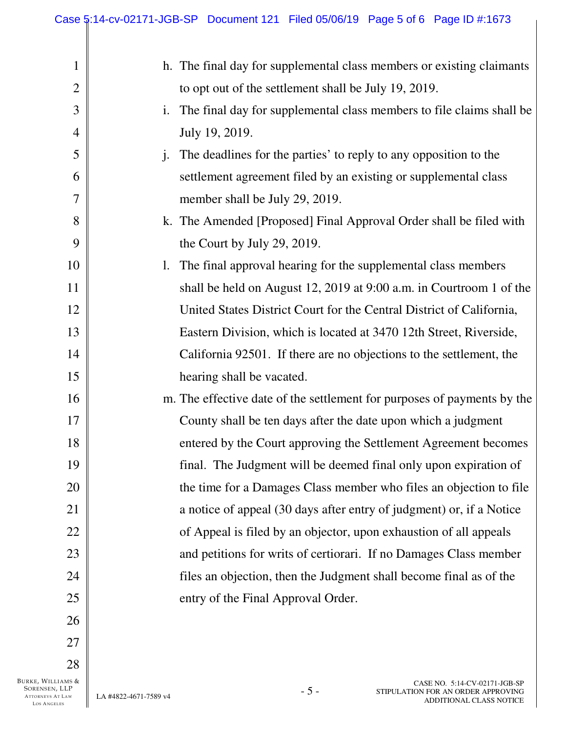h. The final day for supplemental class members or existing claimants to opt out of the settlement shall be July 19, 2019.

i. The final day for supplemental class members to file claims shall be July 19, 2019.

j. The deadlines for the parties' to reply to any opposition to the settlement agreement filed by an existing or supplemental class member shall be July 29, 2019.

k. The Amended [Proposed] Final Approval Order shall be filed with the Court by July 29, 2019.

l. The final approval hearing for the supplemental class members shall be held on August 12, 2019 at 9:00 a.m. in Courtroom 1 of the United States District Court for the Central District of California, Eastern Division, which is located at 3470 12th Street, Riverside, California 92501. If there are no objections to the settlement, the hearing shall be vacated.

m. The effective date of the settlement for purposes of payments by the County shall be ten days after the date upon which a judgment entered by the Court approving the Settlement Agreement becomes final. The Judgment will be deemed final only upon expiration of the time for a Damages Class member who files an objection to file a notice of appeal (30 days after entry of judgment) or, if a Notice of Appeal is filed by an objector, upon exhaustion of all appeals and petitions for writs of certiorari. If no Damages Class member files an objection, then the Judgment shall become final as of the entry of the Final Approval Order.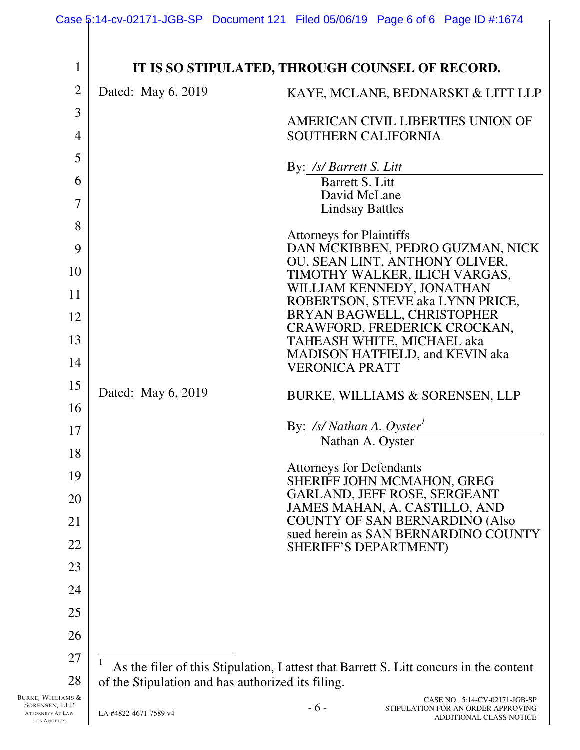**IT IS SO STIPULATED, THROUGH COUNSEL OF RECORD.**

Dated: May 6, 2019

KAYE, MCLANE, BEDNARSKI & LITT LLP

AMERICAN CIVIL LIBERTIES UNION OF SOUTHERN CALIFORNIA

By: */s/ Barrett S. Litt*
Barrett S. Litt
David McLane
Lindsay Battles

Attorneys for Plaintiffs
DAN MCKIBBEN, PEDRO GUZMAN, NICK OU, SEAN LINT, ANTHONY OLIVER, TIMOTHY WALKER, ILICH VARGAS, WILLIAM KENNEDY, JONATHAN ROBERTSON, STEVE aka LYNN PRICE, BRYAN BAGWELL, CHRISTOPHER CRAWFORD, FREDERICK CROCKAN, TAHEASH WHITE, MICHAEL aka MADISON HATFIELD, and KEVIN aka VERONICA PRATT

Dated: May 6, 2019

BURKE, WILLIAMS & SORENSEN, LLP

By: */s/ Nathan A. Oyster*[1]
Nathan A. Oyster

Attorneys for Defendants
SHERIFF JOHN MCMAHON, GREG GARLAND, JEFF ROSE, SERGEANT JAMES MAHAN, A. CASTILLO, AND COUNTY OF SAN BERNARDINO (Also sued herein as SAN BERNARDINO COUNTY SHERIFF'S DEPARTMENT)

---

[1] As the filer of this Stipulation, I attest that Barrett S. Litt concurs in the content of the Stipulation and has authorized its filing.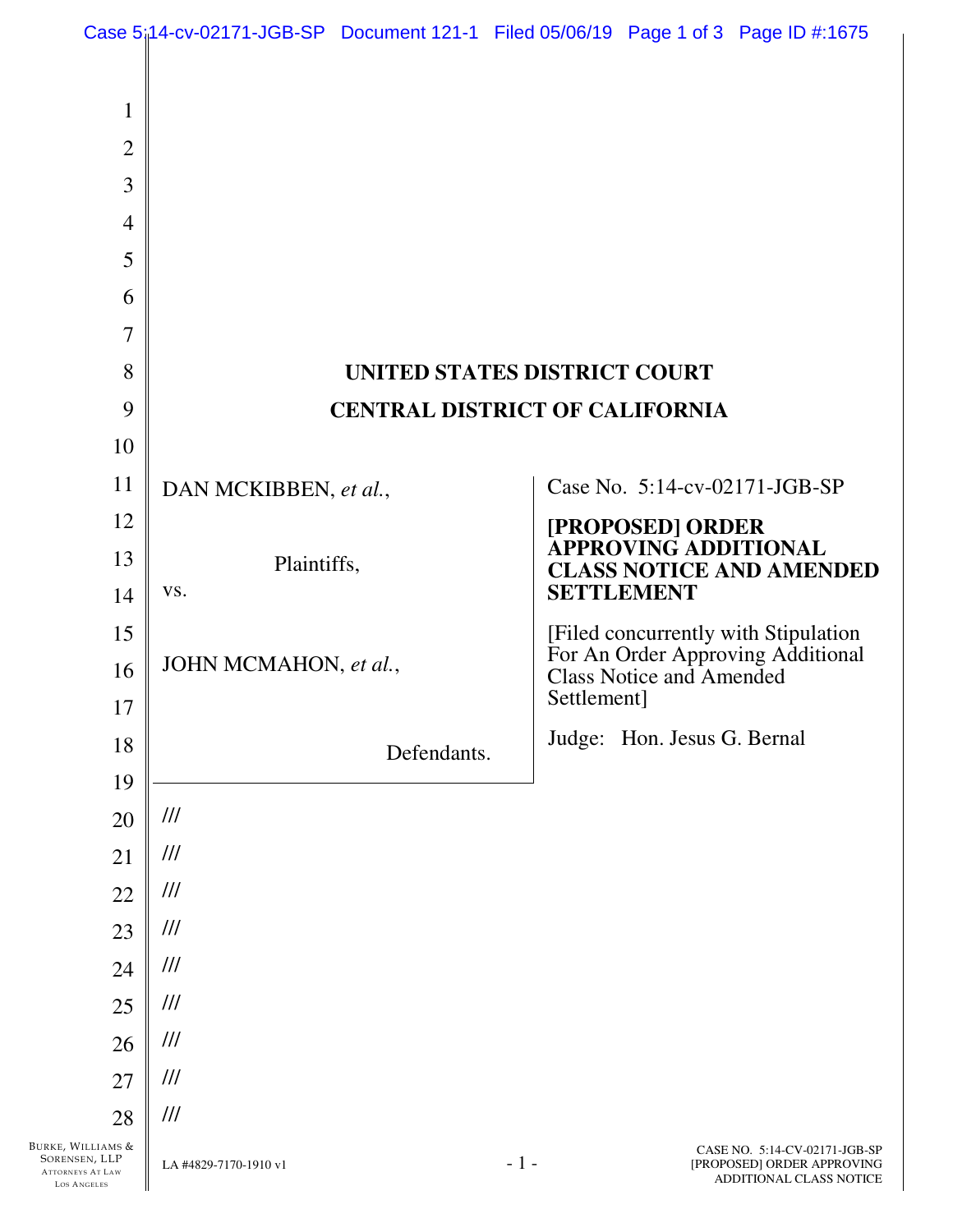**UNITED STATES DISTRICT COURT**

**CENTRAL DISTRICT OF CALIFORNIA**

| | |
|---|---|
| DAN MCKIBBEN, *et al.*,<br><br>Plaintiffs,<br><br>vs.<br><br>JOHN MCMAHON, *et al.*,<br><br>Defendants. | Case No. 5:14-cv-02171-JGB-SP<br><br>**[PROPOSED] ORDER APPROVING ADDITIONAL CLASS NOTICE AND AMENDED SETTLEMENT**<br><br>[Filed concurrently with Stipulation For An Order Approving Additional Class Notice and Amended Settlement]<br><br>Judge: Hon. Jesus G. Bernal |

///

///

///

///

///

///

///

///

///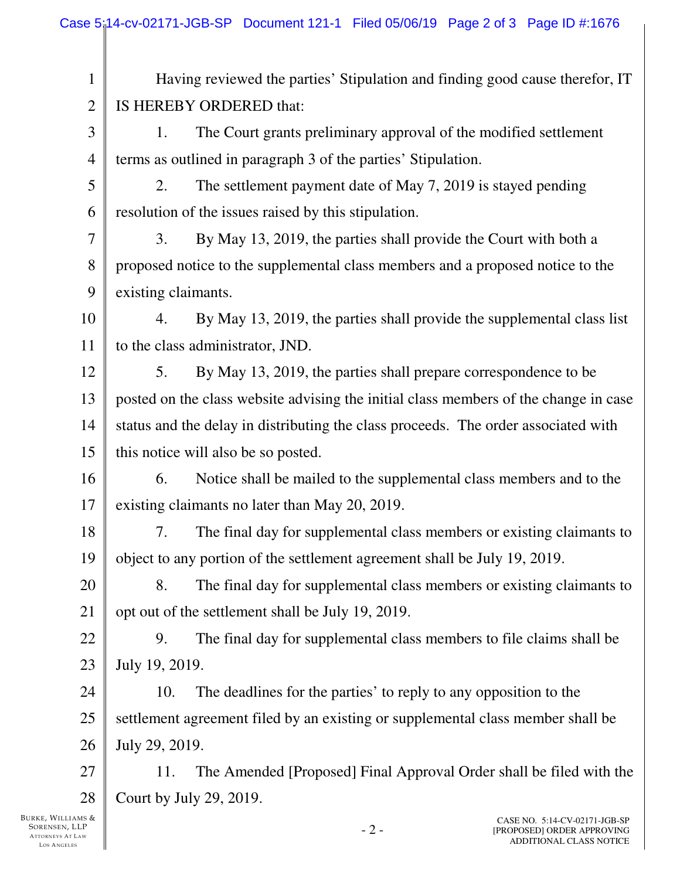Having reviewed the parties' Stipulation and finding good cause therefor, IT IS HEREBY ORDERED that:

1. The Court grants preliminary approval of the modified settlement terms as outlined in paragraph 3 of the parties' Stipulation.

2. The settlement payment date of May 7, 2019 is stayed pending resolution of the issues raised by this stipulation.

3. By May 13, 2019, the parties shall provide the Court with both a proposed notice to the supplemental class members and a proposed notice to the existing claimants.

4. By May 13, 2019, the parties shall provide the supplemental class list to the class administrator, JND.

5. By May 13, 2019, the parties shall prepare correspondence to be posted on the class website advising the initial class members of the change in case status and the delay in distributing the class proceeds. The order associated with this notice will also be so posted.

6. Notice shall be mailed to the supplemental class members and to the existing claimants no later than May 20, 2019.

7. The final day for supplemental class members or existing claimants to object to any portion of the settlement agreement shall be July 19, 2019.

8. The final day for supplemental class members or existing claimants to opt out of the settlement shall be July 19, 2019.

9. The final day for supplemental class members to file claims shall be July 19, 2019.

10. The deadlines for the parties' to reply to any opposition to the settlement agreement filed by an existing or supplemental class member shall be July 29, 2019.

11. The Amended [Proposed] Final Approval Order shall be filed with the Court by July 29, 2019.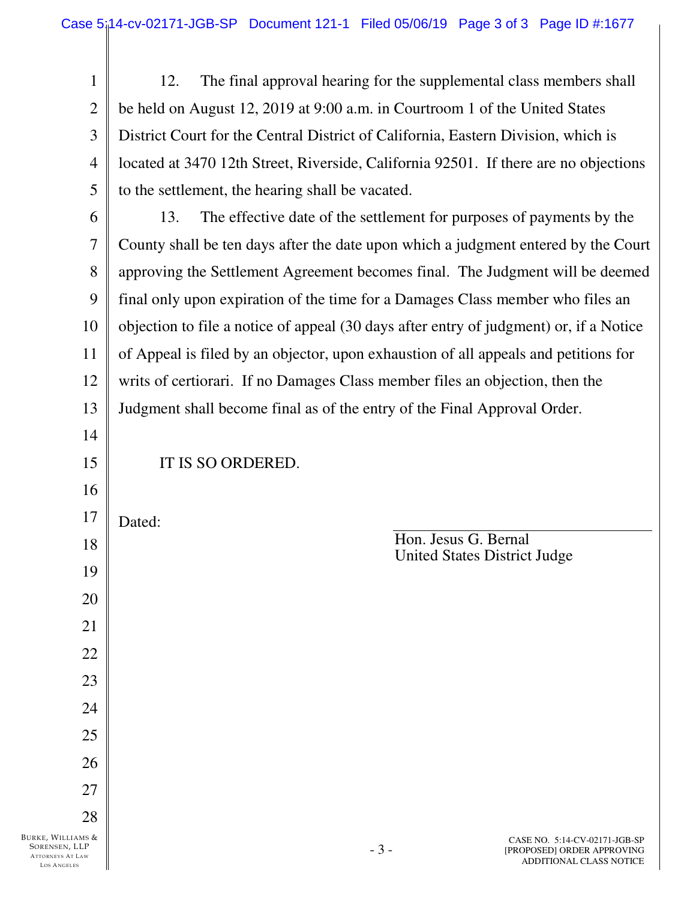12. The final approval hearing for the supplemental class members shall be held on August 12, 2019 at 9:00 a.m. in Courtroom 1 of the United States District Court for the Central District of California, Eastern Division, which is located at 3470 12th Street, Riverside, California 92501. If there are no objections to the settlement, the hearing shall be vacated.

13. The effective date of the settlement for purposes of payments by the County shall be ten days after the date upon which a judgment entered by the Court approving the Settlement Agreement becomes final. The Judgment will be deemed final only upon expiration of the time for a Damages Class member who files an objection to file a notice of appeal (30 days after entry of judgment) or, if a Notice of Appeal is filed by an objector, upon exhaustion of all appeals and petitions for writs of certiorari. If no Damages Class member files an objection, then the Judgment shall become final as of the entry of the Final Approval Order.

IT IS SO ORDERED.

Dated:

Hon. Jesus G. Bernal
United States District Judge